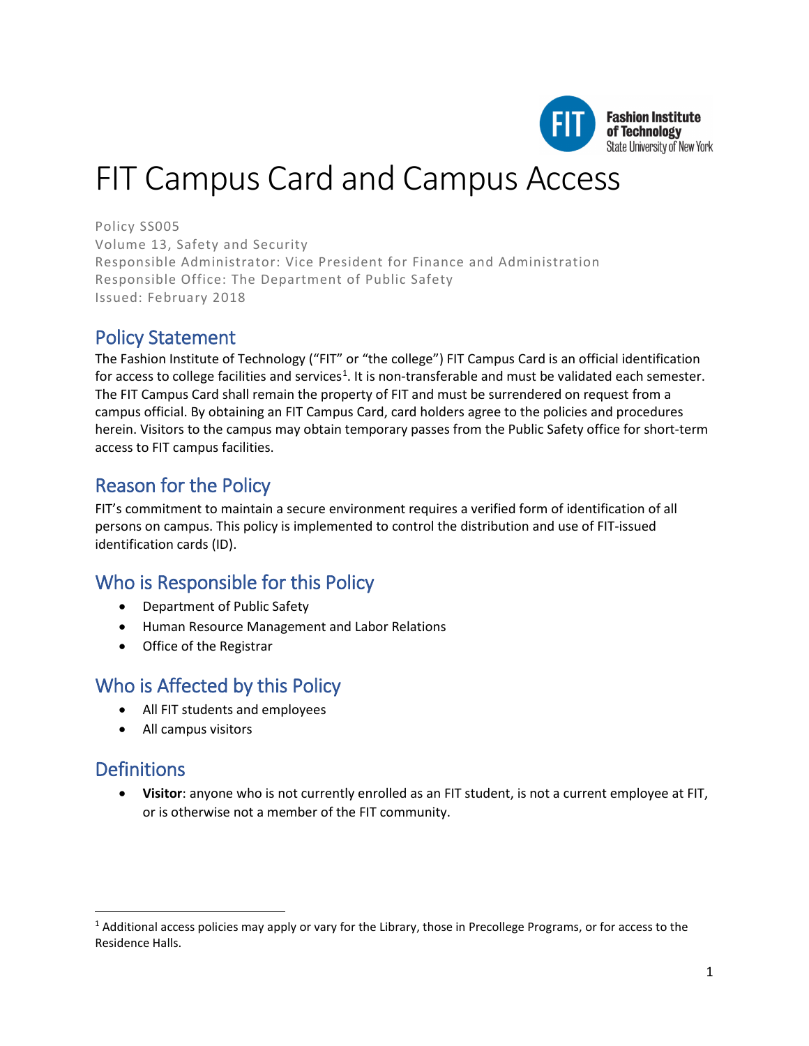# FIT Campus Card and Campus Access

Policy SS005
Volume 13, Safety and Security
Responsible Administrator: Vice President for Finance and Administration
Responsible Office: The Department of Public Safety
Issued: February 2018

## Policy Statement

The Fashion Institute of Technology ("FIT" or "the college") FIT Campus Card is an official identification for access to college facilities and services[1]. It is non-transferable and must be validated each semester. The FIT Campus Card shall remain the property of FIT and must be surrendered on request from a campus official. By obtaining an FIT Campus Card, card holders agree to the policies and procedures herein. Visitors to the campus may obtain temporary passes from the Public Safety office for short-term access to FIT campus facilities.

## Reason for the Policy

FIT's commitment to maintain a secure environment requires a verified form of identification of all persons on campus. This policy is implemented to control the distribution and use of FIT-issued identification cards (ID).

## Who is Responsible for this Policy

- Department of Public Safety
- Human Resource Management and Labor Relations
- Office of the Registrar

## Who is Affected by this Policy

- All FIT students and employees
- All campus visitors

## Definitions

- **Visitor**: anyone who is not currently enrolled as an FIT student, is not a current employee at FIT, or is otherwise not a member of the FIT community.

[1] Additional access policies may apply or vary for the Library, those in Precollege Programs, or for access to the Residence Halls.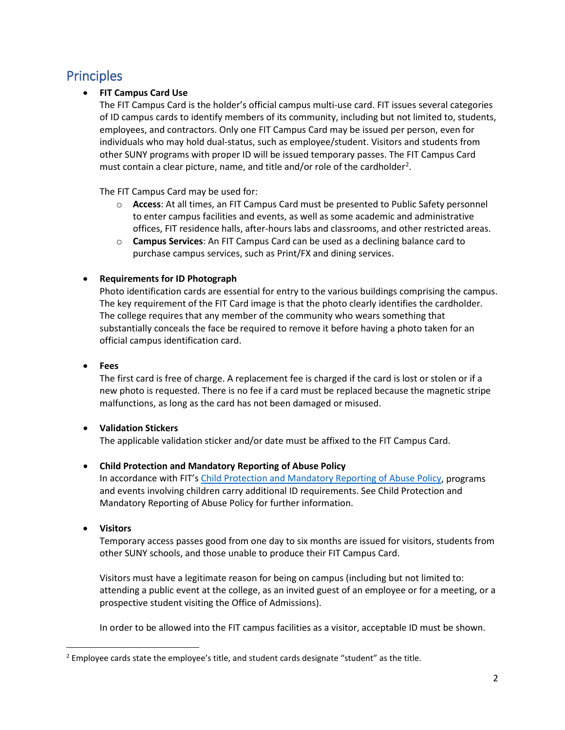## Principles

- **FIT Campus Card Use**
  The FIT Campus Card is the holder's official campus multi-use card. FIT issues several categories of ID campus cards to identify members of its community, including but not limited to, students, employees, and contractors. Only one FIT Campus Card may be issued per person, even for individuals who may hold dual-status, such as employee/student. Visitors and students from other SUNY programs with proper ID will be issued temporary passes. The FIT Campus Card must contain a clear picture, name, and title and/or role of the cardholder[2].

  The FIT Campus Card may be used for:
  - **Access**: At all times, an FIT Campus Card must be presented to Public Safety personnel to enter campus facilities and events, as well as some academic and administrative offices, FIT residence halls, after-hours labs and classrooms, and other restricted areas.
  - **Campus Services**: An FIT Campus Card can be used as a declining balance card to purchase campus services, such as Print/FX and dining services.

- **Requirements for ID Photograph**
  Photo identification cards are essential for entry to the various buildings comprising the campus. The key requirement of the FIT Card image is that the photo clearly identifies the cardholder. The college requires that any member of the community who wears something that substantially conceals the face be required to remove it before having a photo taken for an official campus identification card.

- **Fees**
  The first card is free of charge. A replacement fee is charged if the card is lost or stolen or if a new photo is requested. There is no fee if a card must be replaced because the magnetic stripe malfunctions, as long as the card has not been damaged or misused.

- **Validation Stickers**
  The applicable validation sticker and/or date must be affixed to the FIT Campus Card.

- **Child Protection and Mandatory Reporting of Abuse Policy**
  In accordance with FIT's Child Protection and Mandatory Reporting of Abuse Policy, programs and events involving children carry additional ID requirements. See Child Protection and Mandatory Reporting of Abuse Policy for further information.

- **Visitors**
  Temporary access passes good from one day to six months are issued for visitors, students from other SUNY schools, and those unable to produce their FIT Campus Card.

  Visitors must have a legitimate reason for being on campus (including but not limited to: attending a public event at the college, as an invited guest of an employee or for a meeting, or a prospective student visiting the Office of Admissions).

  In order to be allowed into the FIT campus facilities as a visitor, acceptable ID must be shown.

---

[2] Employee cards state the employee's title, and student cards designate "student" as the title.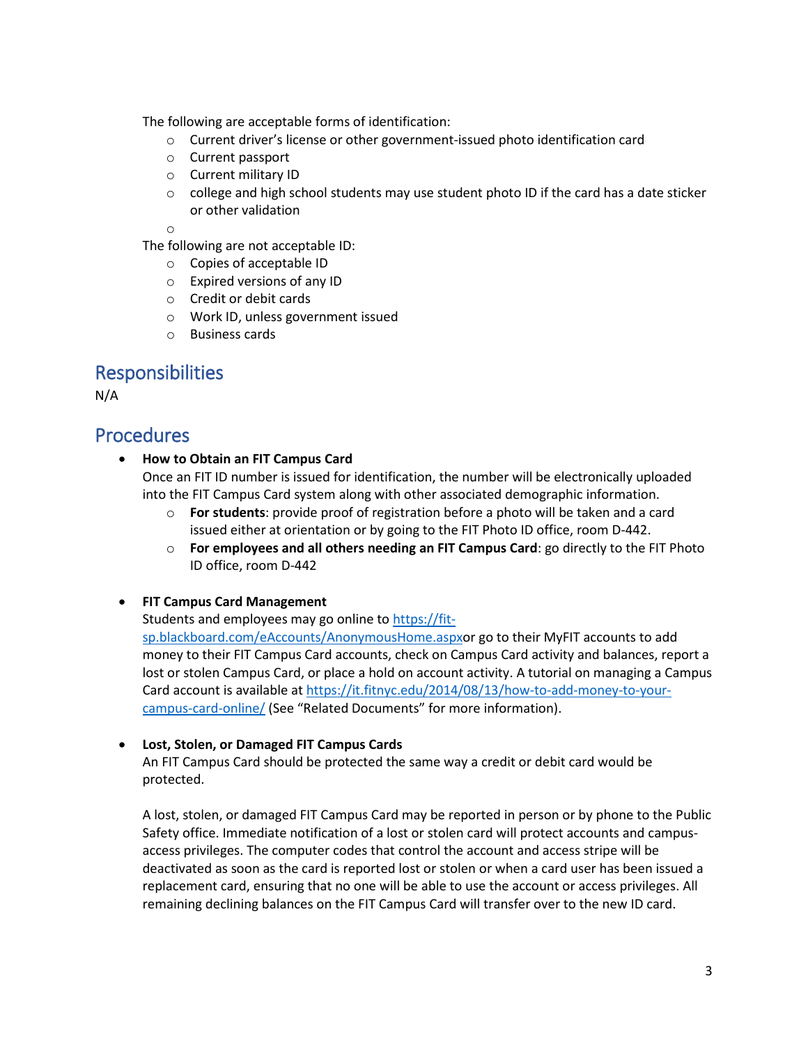The following are acceptable forms of identification:

- Current driver's license or other government-issued photo identification card
- Current passport
- Current military ID
- college and high school students may use student photo ID if the card has a date sticker or other validation

The following are not acceptable ID:

- Copies of acceptable ID
- Expired versions of any ID
- Credit or debit cards
- Work ID, unless government issued
- Business cards

## Responsibilities

N/A

## Procedures

- **How to Obtain an FIT Campus Card**
  Once an FIT ID number is issued for identification, the number will be electronically uploaded into the FIT Campus Card system along with other associated demographic information.
  - **For students**: provide proof of registration before a photo will be taken and a card issued either at orientation or by going to the FIT Photo ID office, room D-442.
  - **For employees and all others needing an FIT Campus Card**: go directly to the FIT Photo ID office, room D-442

- **FIT Campus Card Management**
  Students and employees may go online to https://fit-sp.blackboard.com/eAccounts/AnonymousHome.aspxor go to their MyFIT accounts to add money to their FIT Campus Card accounts, check on Campus Card activity and balances, report a lost or stolen Campus Card, or place a hold on account activity. A tutorial on managing a Campus Card account is available at https://it.fitnyc.edu/2014/08/13/how-to-add-money-to-your-campus-card-online/ (See "Related Documents" for more information).

- **Lost, Stolen, or Damaged FIT Campus Cards**
  An FIT Campus Card should be protected the same way a credit or debit card would be protected.

  A lost, stolen, or damaged FIT Campus Card may be reported in person or by phone to the Public Safety office. Immediate notification of a lost or stolen card will protect accounts and campus-access privileges. The computer codes that control the account and access stripe will be deactivated as soon as the card is reported lost or stolen or when a card user has been issued a replacement card, ensuring that no one will be able to use the account or access privileges. All remaining declining balances on the FIT Campus Card will transfer over to the new ID card.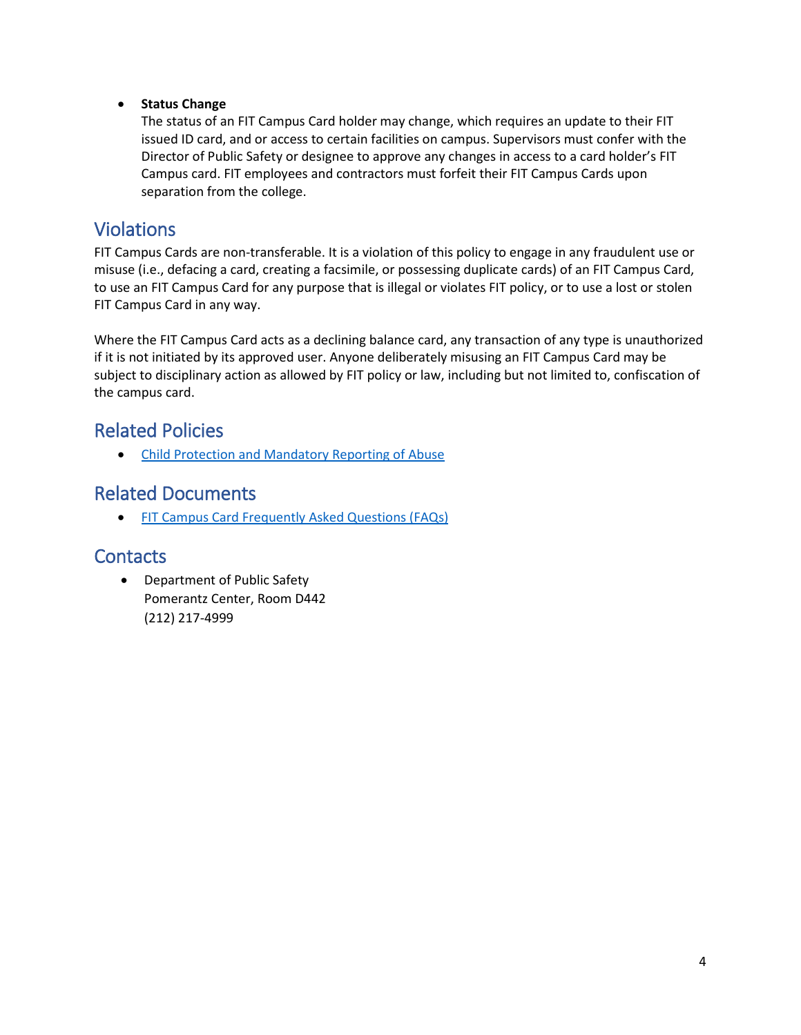- **Status Change**
  The status of an FIT Campus Card holder may change, which requires an update to their FIT issued ID card, and or access to certain facilities on campus. Supervisors must confer with the Director of Public Safety or designee to approve any changes in access to a card holder's FIT Campus card. FIT employees and contractors must forfeit their FIT Campus Cards upon separation from the college.

## Violations

FIT Campus Cards are non-transferable. It is a violation of this policy to engage in any fraudulent use or misuse (i.e., defacing a card, creating a facsimile, or possessing duplicate cards) of an FIT Campus Card, to use an FIT Campus Card for any purpose that is illegal or violates FIT policy, or to use a lost or stolen FIT Campus Card in any way.

Where the FIT Campus Card acts as a declining balance card, any transaction of any type is unauthorized if it is not initiated by its approved user. Anyone deliberately misusing an FIT Campus Card may be subject to disciplinary action as allowed by FIT policy or law, including but not limited to, confiscation of the campus card.

## Related Policies

- Child Protection and Mandatory Reporting of Abuse

## Related Documents

- FIT Campus Card Frequently Asked Questions (FAQs)

## Contacts

- Department of Public Safety
  Pomerantz Center, Room D442
  (212) 217-4999